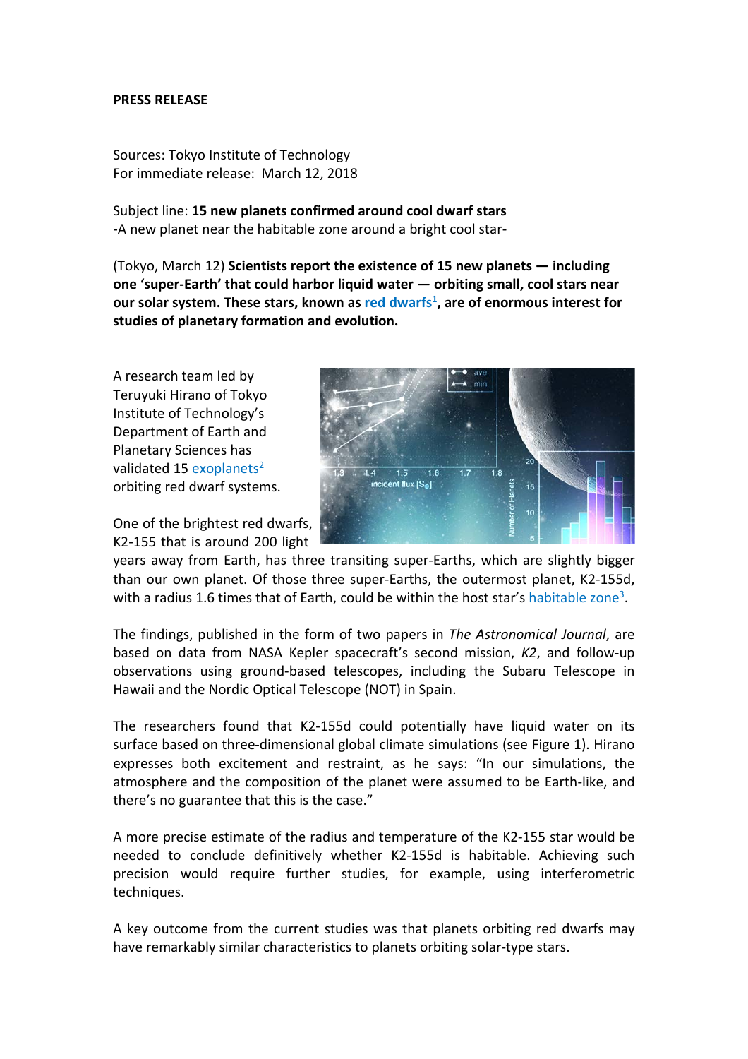**PRESS RELEASE**

Sources: Tokyo Institute of Technology
For immediate release: March 12, 2018

Subject line: **15 new planets confirmed around cool dwarf stars**
-A new planet near the habitable zone around a bright cool star-

(Tokyo, March 12) **Scientists report the existence of 15 new planets — including one 'super-Earth' that could harbor liquid water — orbiting small, cool stars near our solar system. These stars, known as red dwarfs[1], are of enormous interest for studies of planetary formation and evolution.**

A research team led by Teruyuki Hirano of Tokyo Institute of Technology's Department of Earth and Planetary Sciences has validated 15 exoplanets[2] orbiting red dwarf systems.

One of the brightest red dwarfs, K2-155 that is around 200 light years away from Earth, has three transiting super-Earths, which are slightly bigger than our own planet. Of those three super-Earths, the outermost planet, K2-155d, with a radius 1.6 times that of Earth, could be within the host star's habitable zone[3].

The findings, published in the form of two papers in *The Astronomical Journal*, are based on data from NASA Kepler spacecraft's second mission, *K2*, and follow-up observations using ground-based telescopes, including the Subaru Telescope in Hawaii and the Nordic Optical Telescope (NOT) in Spain.

The researchers found that K2-155d could potentially have liquid water on its surface based on three-dimensional global climate simulations (see Figure 1). Hirano expresses both excitement and restraint, as he says: "In our simulations, the atmosphere and the composition of the planet were assumed to be Earth-like, and there's no guarantee that this is the case."

A more precise estimate of the radius and temperature of the K2-155 star would be needed to conclude definitively whether K2-155d is habitable. Achieving such precision would require further studies, for example, using interferometric techniques.

A key outcome from the current studies was that planets orbiting red dwarfs may have remarkably similar characteristics to planets orbiting solar-type stars.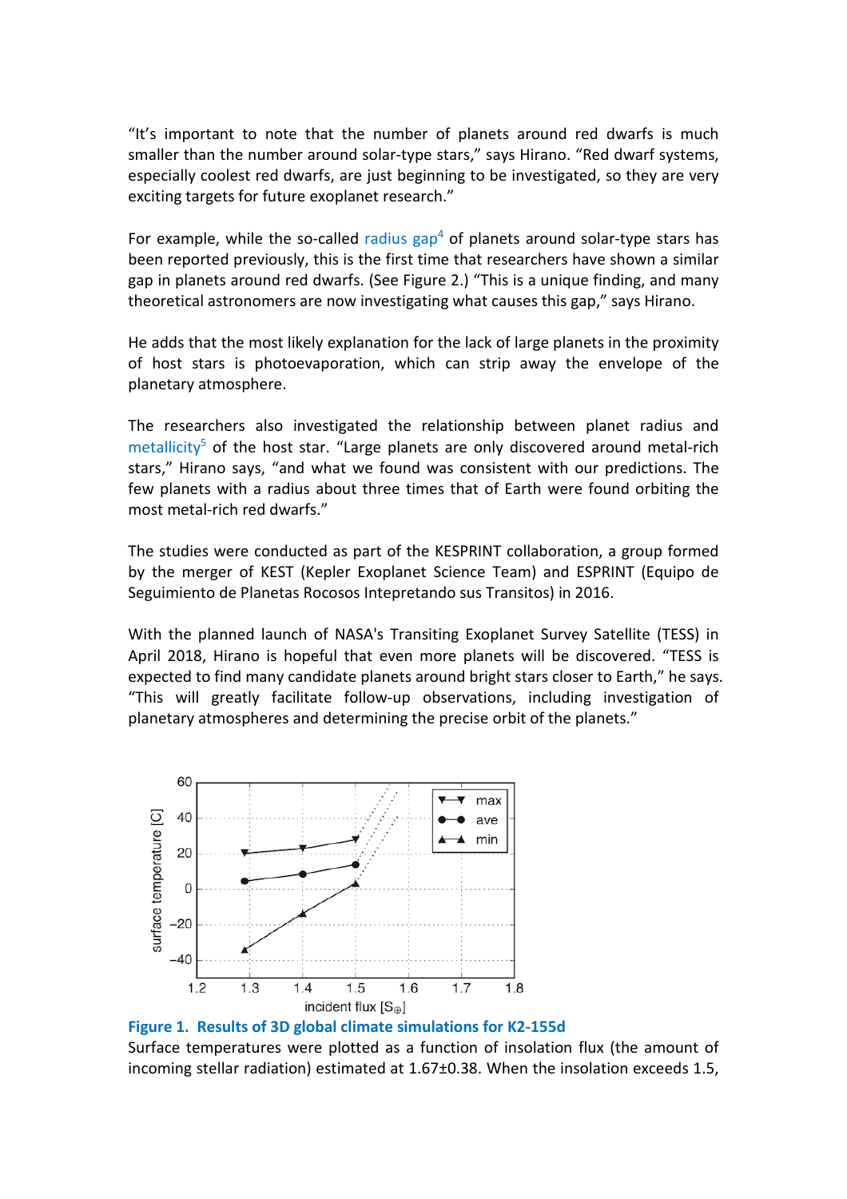"It's important to note that the number of planets around red dwarfs is much smaller than the number around solar-type stars," says Hirano. "Red dwarf systems, especially coolest red dwarfs, are just beginning to be investigated, so they are very exciting targets for future exoplanet research."

For example, while the so-called radius gap[4] of planets around solar-type stars has been reported previously, this is the first time that researchers have shown a similar gap in planets around red dwarfs. (See Figure 2.) "This is a unique finding, and many theoretical astronomers are now investigating what causes this gap," says Hirano.

He adds that the most likely explanation for the lack of large planets in the proximity of host stars is photoevaporation, which can strip away the envelope of the planetary atmosphere.

The researchers also investigated the relationship between planet radius and metallicity[5] of the host star. "Large planets are only discovered around metal-rich stars," Hirano says, "and what we found was consistent with our predictions. The few planets with a radius about three times that of Earth were found orbiting the most metal-rich red dwarfs."

The studies were conducted as part of the KESPRINT collaboration, a group formed by the merger of KEST (Kepler Exoplanet Science Team) and ESPRINT (Equipo de Seguimiento de Planetas Rocosos Intepretando sus Transitos) in 2016.

With the planned launch of NASA's Transiting Exoplanet Survey Satellite (TESS) in April 2018, Hirano is hopeful that even more planets will be discovered. "TESS is expected to find many candidate planets around bright stars closer to Earth," he says. "This will greatly facilitate follow-up observations, including investigation of planetary atmospheres and determining the precise orbit of the planets."

**Figure 1. Results of 3D global climate simulations for K2-155d**

Surface temperatures were plotted as a function of insolation flux (the amount of incoming stellar radiation) estimated at 1.67±0.38. When the insolation exceeds 1.5,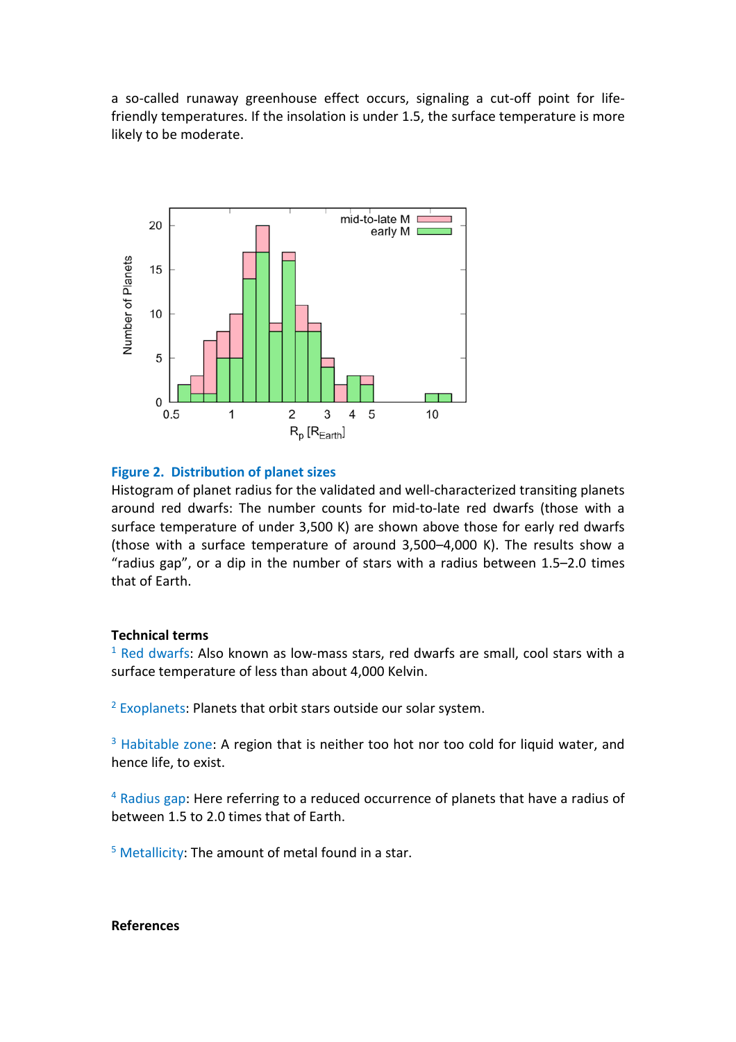a so-called runaway greenhouse effect occurs, signaling a cut-off point for life-friendly temperatures. If the insolation is under 1.5, the surface temperature is more likely to be moderate.

**Figure 2. Distribution of planet sizes**

Histogram of planet radius for the validated and well-characterized transiting planets around red dwarfs: The number counts for mid-to-late red dwarfs (those with a surface temperature of under 3,500 K) are shown above those for early red dwarfs (those with a surface temperature of around 3,500–4,000 K). The results show a "radius gap", or a dip in the number of stars with a radius between 1.5–2.0 times that of Earth.

### Technical terms

[1] Red dwarfs: Also known as low-mass stars, red dwarfs are small, cool stars with a surface temperature of less than about 4,000 Kelvin.

[2] Exoplanets: Planets that orbit stars outside our solar system.

[3] Habitable zone: A region that is neither too hot nor too cold for liquid water, and hence life, to exist.

[4] Radius gap: Here referring to a reduced occurrence of planets that have a radius of between 1.5 to 2.0 times that of Earth.

[5] Metallicity: The amount of metal found in a star.

### References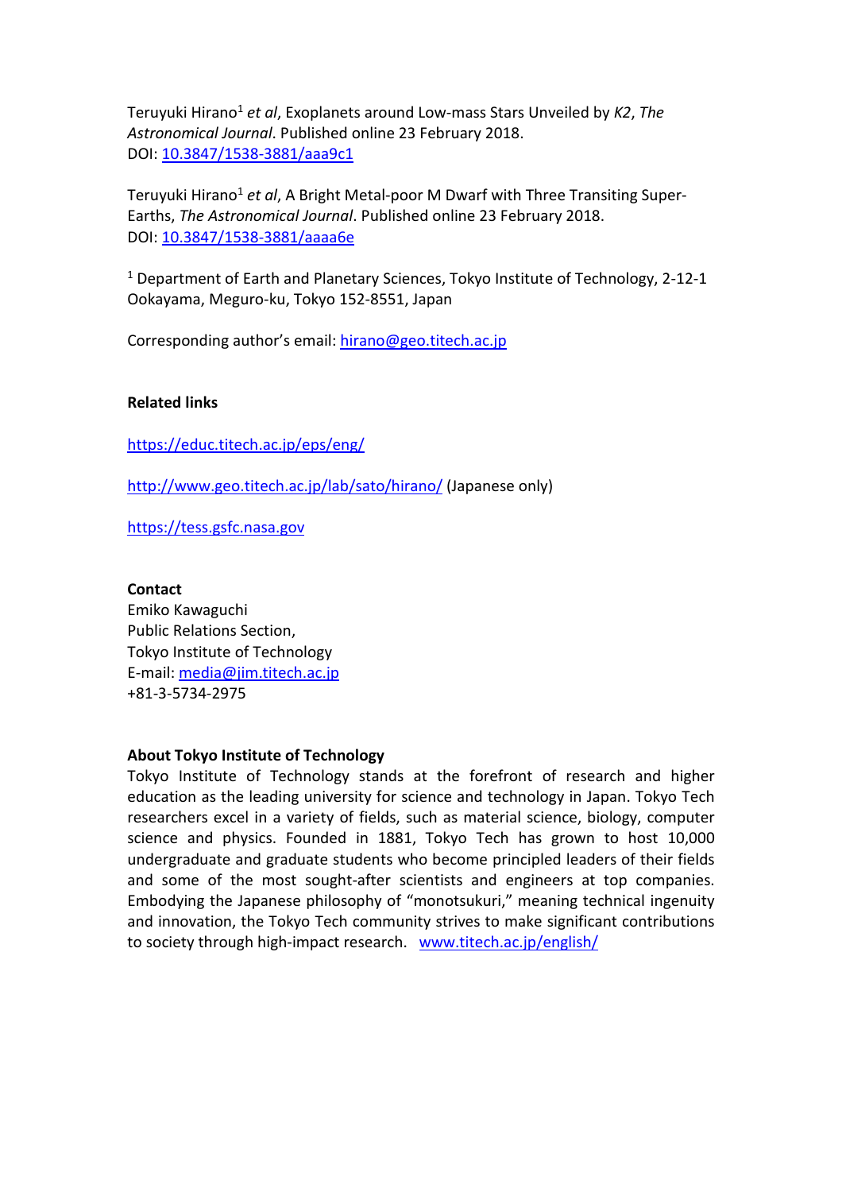Teruyuki Hirano[1] *et al*, Exoplanets around Low-mass Stars Unveiled by *K2*, *The Astronomical Journal*. Published online 23 February 2018.
DOI: [10.3847/1538-3881/aaa9c1](https://doi.org/10.3847/1538-3881/aaa9c1)

Teruyuki Hirano[1] *et al*, A Bright Metal-poor M Dwarf with Three Transiting Super-Earths, *The Astronomical Journal*. Published online 23 February 2018.
DOI: [10.3847/1538-3881/aaaa6e](https://doi.org/10.3847/1538-3881/aaaa6e)

[1] Department of Earth and Planetary Sciences, Tokyo Institute of Technology, 2-12-1 Ookayama, Meguro-ku, Tokyo 152-8551, Japan

Corresponding author's email: hirano@geo.titech.ac.jp

**Related links**

https://educ.titech.ac.jp/eps/eng/

http://www.geo.titech.ac.jp/lab/sato/hirano/ (Japanese only)

https://tess.gsfc.nasa.gov

**Contact**
Emiko Kawaguchi
Public Relations Section,
Tokyo Institute of Technology
E-mail: media@jim.titech.ac.jp
+81-3-5734-2975

**About Tokyo Institute of Technology**
Tokyo Institute of Technology stands at the forefront of research and higher education as the leading university for science and technology in Japan. Tokyo Tech researchers excel in a variety of fields, such as material science, biology, computer science and physics. Founded in 1881, Tokyo Tech has grown to host 10,000 undergraduate and graduate students who become principled leaders of their fields and some of the most sought-after scientists and engineers at top companies. Embodying the Japanese philosophy of "monotsukuri," meaning technical ingenuity and innovation, the Tokyo Tech community strives to make significant contributions to society through high-impact research. www.titech.ac.jp/english/